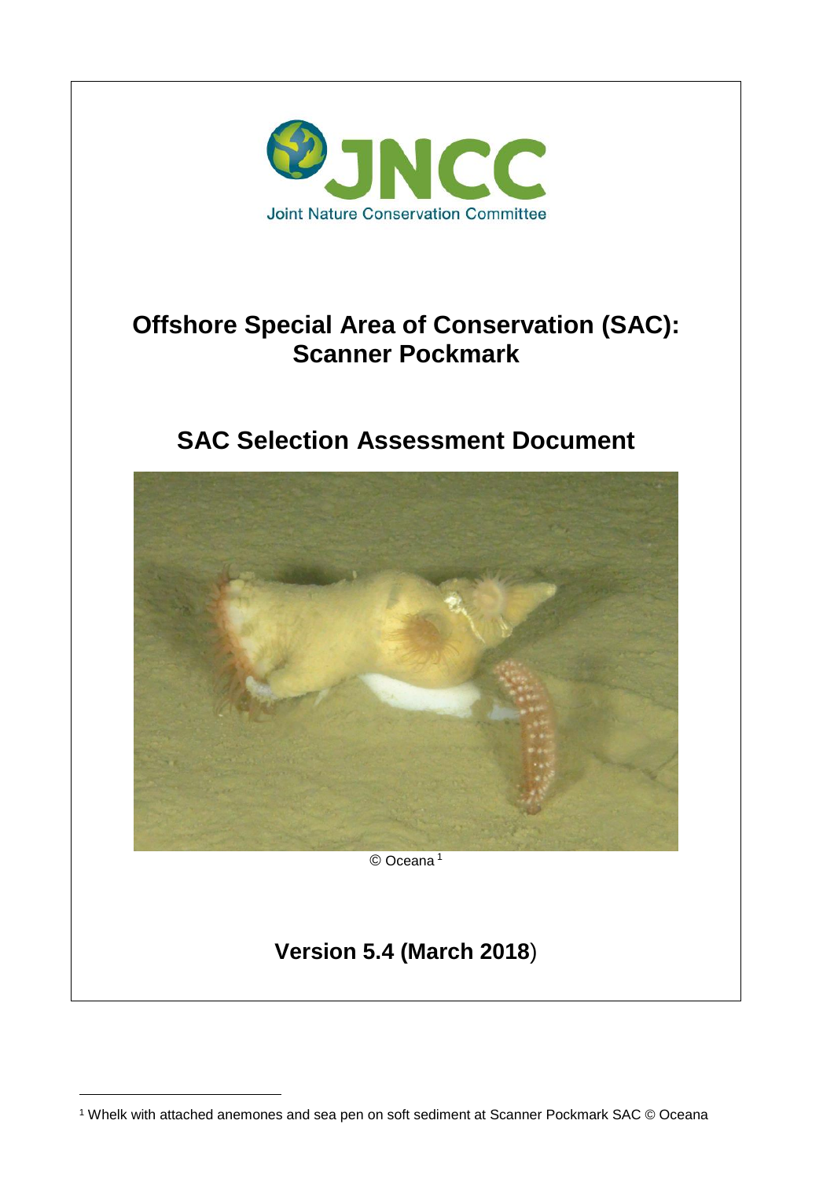Joint Nature Conservation Committee

# Offshore Special Area of Conservation (SAC): Scanner Pockmark

## SAC Selection Assessment Document

© Oceana[1]

**Version 5.4 (March 2018)**

[1] Whelk with attached anemones and sea pen on soft sediment at Scanner Pockmark SAC © Oceana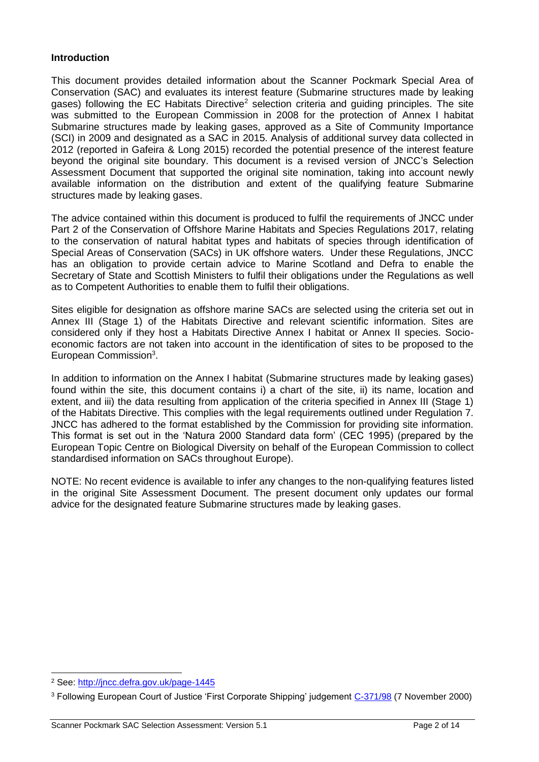### Introduction

This document provides detailed information about the Scanner Pockmark Special Area of Conservation (SAC) and evaluates its interest feature (Submarine structures made by leaking gases) following the EC Habitats Directive[2] selection criteria and guiding principles. The site was submitted to the European Commission in 2008 for the protection of Annex I habitat Submarine structures made by leaking gases, approved as a Site of Community Importance (SCI) in 2009 and designated as a SAC in 2015. Analysis of additional survey data collected in 2012 (reported in Gafeira & Long 2015) recorded the potential presence of the interest feature beyond the original site boundary. This document is a revised version of JNCC's Selection Assessment Document that supported the original site nomination, taking into account newly available information on the distribution and extent of the qualifying feature Submarine structures made by leaking gases.

The advice contained within this document is produced to fulfil the requirements of JNCC under Part 2 of the Conservation of Offshore Marine Habitats and Species Regulations 2017, relating to the conservation of natural habitat types and habitats of species through identification of Special Areas of Conservation (SACs) in UK offshore waters. Under these Regulations, JNCC has an obligation to provide certain advice to Marine Scotland and Defra to enable the Secretary of State and Scottish Ministers to fulfil their obligations under the Regulations as well as to Competent Authorities to enable them to fulfil their obligations.

Sites eligible for designation as offshore marine SACs are selected using the criteria set out in Annex III (Stage 1) of the Habitats Directive and relevant scientific information. Sites are considered only if they host a Habitats Directive Annex I habitat or Annex II species. Socio-economic factors are not taken into account in the identification of sites to be proposed to the European Commission[3].

In addition to information on the Annex I habitat (Submarine structures made by leaking gases) found within the site, this document contains i) a chart of the site, ii) its name, location and extent, and iii) the data resulting from application of the criteria specified in Annex III (Stage 1) of the Habitats Directive. This complies with the legal requirements outlined under Regulation 7. JNCC has adhered to the format established by the Commission for providing site information. This format is set out in the 'Natura 2000 Standard data form' (CEC 1995) (prepared by the European Topic Centre on Biological Diversity on behalf of the European Commission to collect standardised information on SACs throughout Europe).

NOTE: No recent evidence is available to infer any changes to the non-qualifying features listed in the original Site Assessment Document. The present document only updates our formal advice for the designated feature Submarine structures made by leaking gases.

---

[2] See: http://jncc.defra.gov.uk/page-1445

[3] Following European Court of Justice 'First Corporate Shipping' judgement C-371/98 (7 November 2000)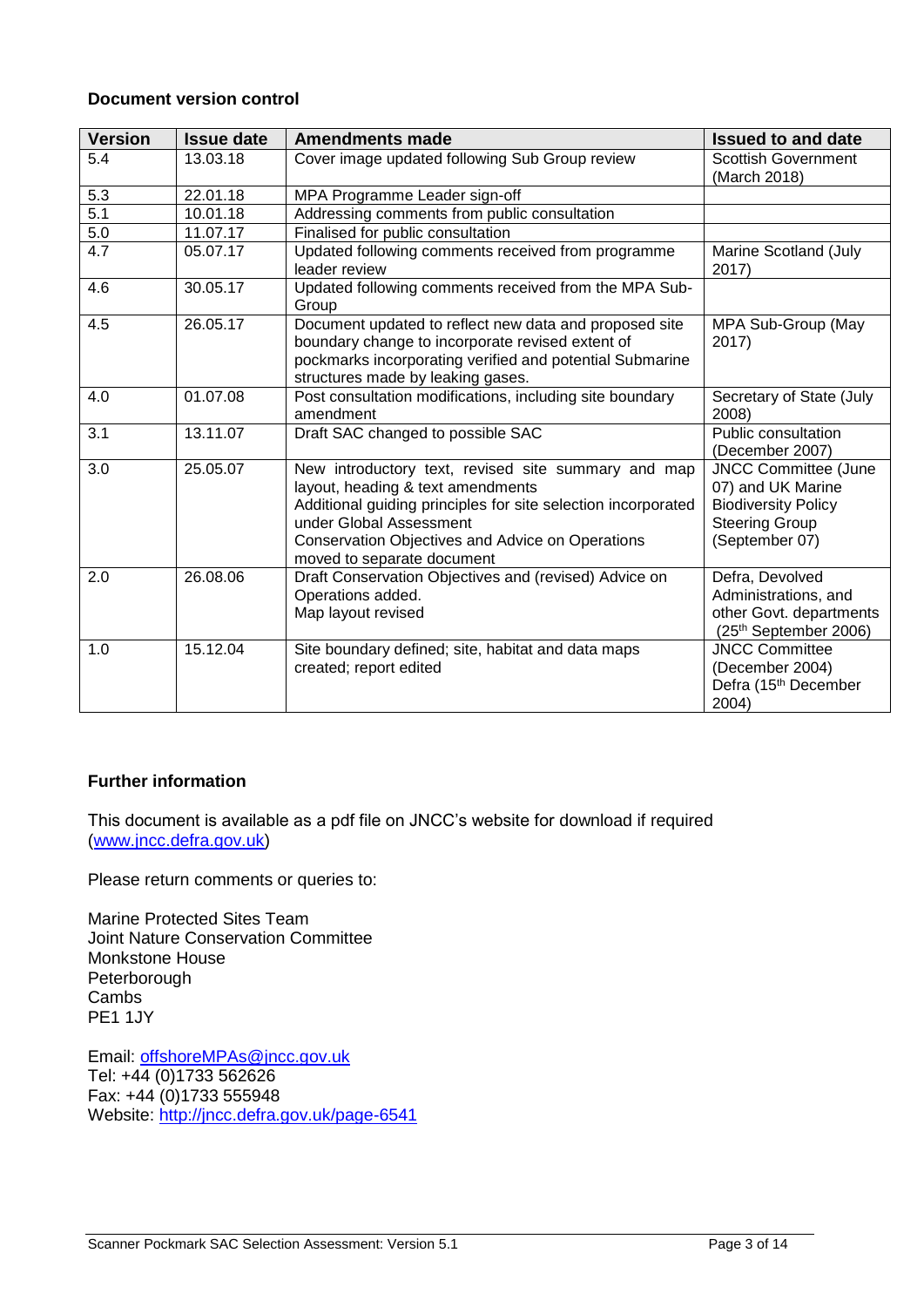**Document version control**

| Version | Issue date | Amendments made | Issued to and date |
|---|---|---|---|
| 5.4 | 13.03.18 | Cover image updated following Sub Group review | Scottish Government (March 2018) |
| 5.3 | 22.01.18 | MPA Programme Leader sign-off | |
| 5.1 | 10.01.18 | Addressing comments from public consultation | |
| 5.0 | 11.07.17 | Finalised for public consultation | |
| 4.7 | 05.07.17 | Updated following comments received from programme leader review | Marine Scotland (July 2017) |
| 4.6 | 30.05.17 | Updated following comments received from the MPA Sub-Group | |
| 4.5 | 26.05.17 | Document updated to reflect new data and proposed site boundary change to incorporate revised extent of pockmarks incorporating verified and potential Submarine structures made by leaking gases. | MPA Sub-Group (May 2017) |
| 4.0 | 01.07.08 | Post consultation modifications, including site boundary amendment | Secretary of State (July 2008) |
| 3.1 | 13.11.07 | Draft SAC changed to possible SAC | Public consultation (December 2007) |
| 3.0 | 25.05.07 | New introductory text, revised site summary and map layout, heading & text amendments<br>Additional guiding principles for site selection incorporated under Global Assessment<br>Conservation Objectives and Advice on Operations moved to separate document | JNCC Committee (June 07) and UK Marine Biodiversity Policy Steering Group (September 07) |
| 2.0 | 26.08.06 | Draft Conservation Objectives and (revised) Advice on Operations added.<br>Map layout revised | Defra, Devolved Administrations, and other Govt. departments (25th September 2006) |
| 1.0 | 15.12.04 | Site boundary defined; site, habitat and data maps created; report edited | JNCC Committee (December 2004)<br>Defra (15th December 2004) |

**Further information**

This document is available as a pdf file on JNCC's website for download if required (www.jncc.defra.gov.uk)

Please return comments or queries to:

Marine Protected Sites Team
Joint Nature Conservation Committee
Monkstone House
Peterborough
Cambs
PE1 1JY

Email: offshoreMPAs@jncc.gov.uk
Tel: +44 (0)1733 562626
Fax: +44 (0)1733 555948
Website: http://jncc.defra.gov.uk/page-6541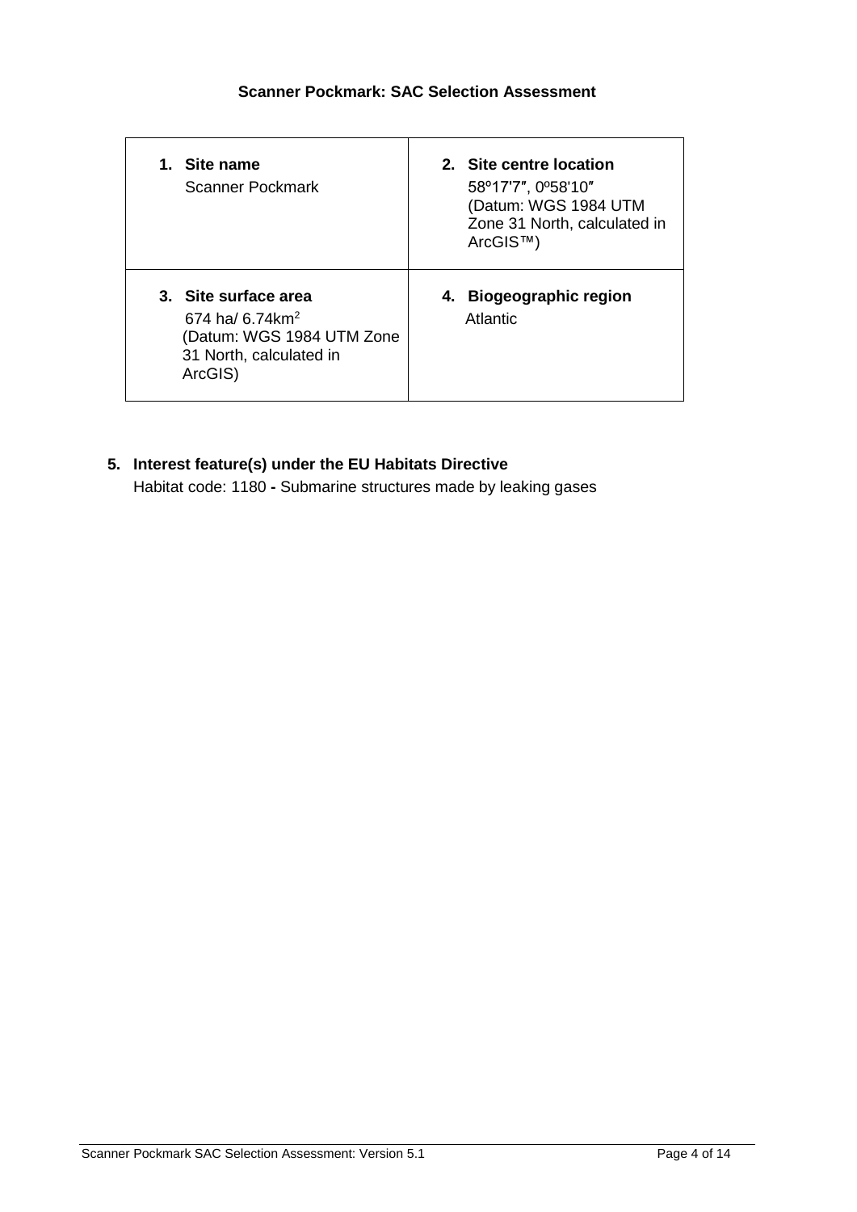# Scanner Pockmark: SAC Selection Assessment

| **1. Site name**<br>Scanner Pockmark | **2. Site centre location**<br>58º17'7″, 0º58'10″<br>(Datum: WGS 1984 UTM Zone 31 North, calculated in ArcGIS™) |
|---|---|
| **3. Site surface area**<br>674 ha/ 6.74km$^2$<br>(Datum: WGS 1984 UTM Zone 31 North, calculated in ArcGIS) | **4. Biogeographic region**<br>Atlantic |

**5. Interest feature(s) under the EU Habitats Directive**

Habitat code: 1180 **-** Submarine structures made by leaking gases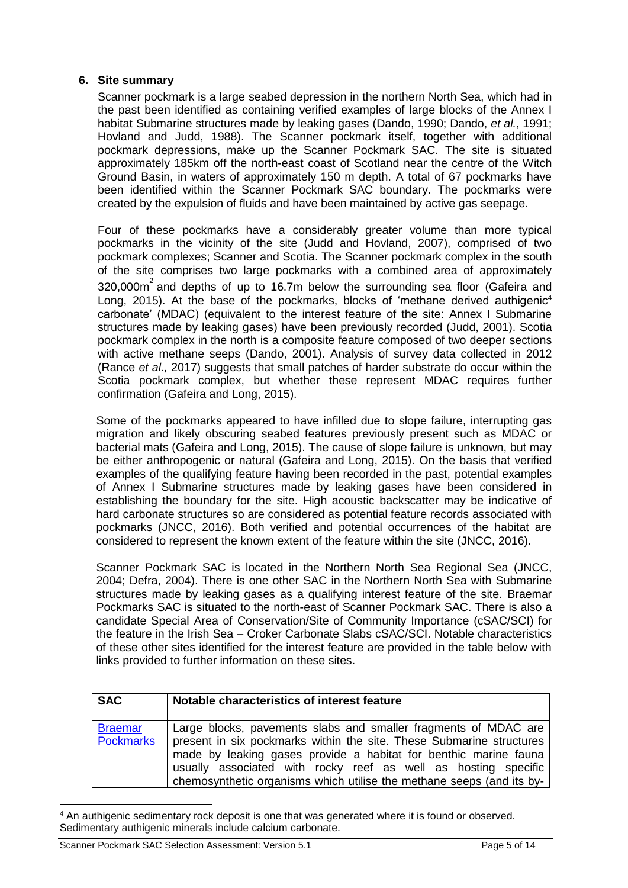## 6. Site summary

Scanner pockmark is a large seabed depression in the northern North Sea, which had in the past been identified as containing verified examples of large blocks of the Annex I habitat Submarine structures made by leaking gases (Dando, 1990; Dando, *et al.*, 1991; Hovland and Judd, 1988). The Scanner pockmark itself, together with additional pockmark depressions, make up the Scanner Pockmark SAC. The site is situated approximately 185km off the north-east coast of Scotland near the centre of the Witch Ground Basin, in waters of approximately 150 m depth. A total of 67 pockmarks have been identified within the Scanner Pockmark SAC boundary. The pockmarks were created by the expulsion of fluids and have been maintained by active gas seepage.

Four of these pockmarks have a considerably greater volume than more typical pockmarks in the vicinity of the site (Judd and Hovland, 2007), comprised of two pockmark complexes; Scanner and Scotia. The Scanner pockmark complex in the south of the site comprises two large pockmarks with a combined area of approximately 320,000m$^2$ and depths of up to 16.7m below the surrounding sea floor (Gafeira and Long, 2015). At the base of the pockmarks, blocks of 'methane derived authigenic[4] carbonate' (MDAC) (equivalent to the interest feature of the site: Annex I Submarine structures made by leaking gases) have been previously recorded (Judd, 2001). Scotia pockmark complex in the north is a composite feature composed of two deeper sections with active methane seeps (Dando, 2001). Analysis of survey data collected in 2012 (Rance *et al.,* 2017) suggests that small patches of harder substrate do occur within the Scotia pockmark complex, but whether these represent MDAC requires further confirmation (Gafeira and Long, 2015).

Some of the pockmarks appeared to have infilled due to slope failure, interrupting gas migration and likely obscuring seabed features previously present such as MDAC or bacterial mats (Gafeira and Long, 2015). The cause of slope failure is unknown, but may be either anthropogenic or natural (Gafeira and Long, 2015). On the basis that verified examples of the qualifying feature having been recorded in the past, potential examples of Annex I Submarine structures made by leaking gases have been considered in establishing the boundary for the site. High acoustic backscatter may be indicative of hard carbonate structures so are considered as potential feature records associated with pockmarks (JNCC, 2016). Both verified and potential occurrences of the habitat are considered to represent the known extent of the feature within the site (JNCC, 2016).

Scanner Pockmark SAC is located in the Northern North Sea Regional Sea (JNCC, 2004; Defra, 2004). There is one other SAC in the Northern North Sea with Submarine structures made by leaking gases as a qualifying interest feature of the site. Braemar Pockmarks SAC is situated to the north-east of Scanner Pockmark SAC. There is also a candidate Special Area of Conservation/Site of Community Importance (cSAC/SCI) for the feature in the Irish Sea – Croker Carbonate Slabs cSAC/SCI. Notable characteristics of these other sites identified for the interest feature are provided in the table below with links provided to further information on these sites.

| SAC | Notable characteristics of interest feature |
|---|---|
| Braemar Pockmarks | Large blocks, pavements slabs and smaller fragments of MDAC are present in six pockmarks within the site. These Submarine structures made by leaking gases provide a habitat for benthic marine fauna usually associated with rocky reef as well as hosting specific chemosynthetic organisms which utilise the methane seeps (and its by- |

[4] An authigenic sedimentary rock deposit is one that was generated where it is found or observed. Sedimentary authigenic minerals include calcium carbonate.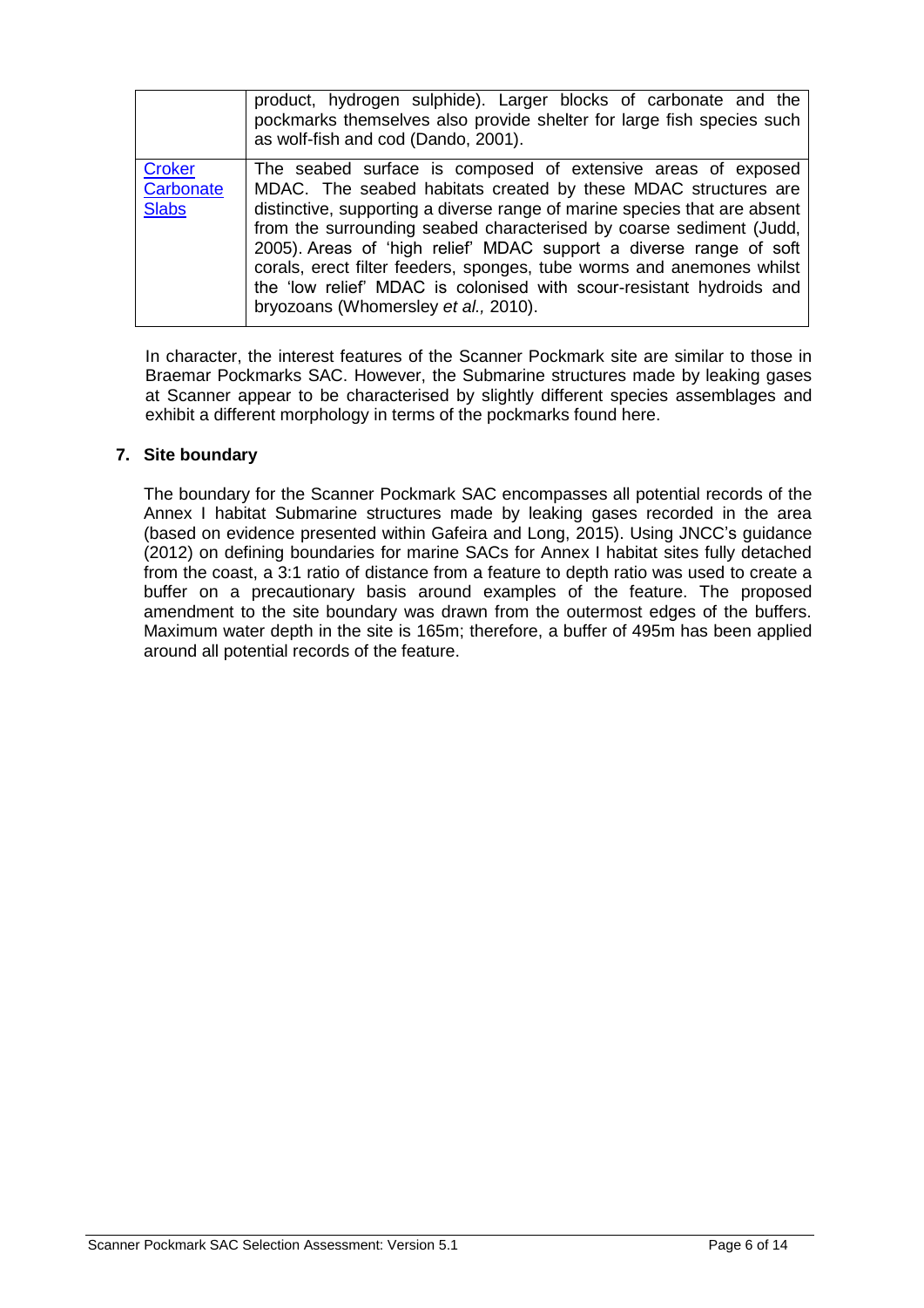|  |  |
| --- | --- |
|  | product, hydrogen sulphide). Larger blocks of carbonate and the pockmarks themselves also provide shelter for large fish species such as wolf-fish and cod (Dando, 2001). |
| [Croker Carbonate Slabs] | The seabed surface is composed of extensive areas of exposed MDAC. The seabed habitats created by these MDAC structures are distinctive, supporting a diverse range of marine species that are absent from the surrounding seabed characterised by coarse sediment (Judd, 2005). Areas of 'high relief' MDAC support a diverse range of soft corals, erect filter feeders, sponges, tube worms and anemones whilst the 'low relief' MDAC is colonised with scour-resistant hydroids and bryozoans (Whomersley *et al.,* 2010). |

In character, the interest features of the Scanner Pockmark site are similar to those in Braemar Pockmarks SAC. However, the Submarine structures made by leaking gases at Scanner appear to be characterised by slightly different species assemblages and exhibit a different morphology in terms of the pockmarks found here.

## 7. Site boundary

The boundary for the Scanner Pockmark SAC encompasses all potential records of the Annex I habitat Submarine structures made by leaking gases recorded in the area (based on evidence presented within Gafeira and Long, 2015). Using JNCC's guidance (2012) on defining boundaries for marine SACs for Annex I habitat sites fully detached from the coast, a 3:1 ratio of distance from a feature to depth ratio was used to create a buffer on a precautionary basis around examples of the feature. The proposed amendment to the site boundary was drawn from the outermost edges of the buffers. Maximum water depth in the site is 165m; therefore, a buffer of 495m has been applied around all potential records of the feature.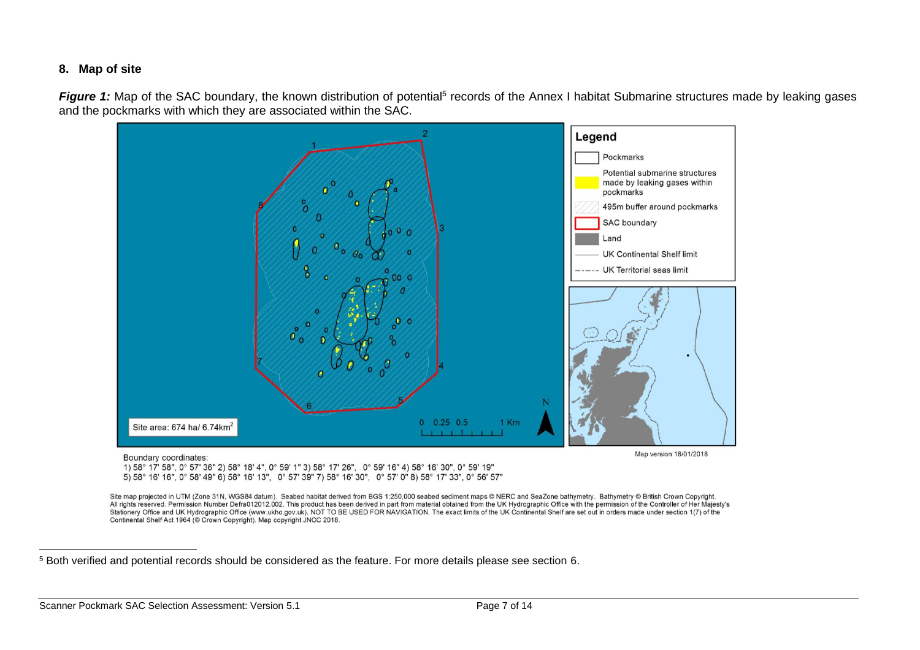## 8. Map of site

***Figure 1:*** Map of the SAC boundary, the known distribution of potential[5] records of the Annex I habitat Submarine structures made by leaking gases and the pockmarks with which they are associated within the SAC.

Legend

- Pockmarks
- Potential submarine structures made by leaking gases within pockmarks
- 495m buffer around pockmarks
- SAC boundary
- Land
- UK Continental Shelf limit
- UK Territorial seas limit

Site area: 674 ha/ 6.74km$^2$

Map version 18/01/2018

Boundary coordinates:
1) 58° 17' 58", 0° 57' 36" 2) 58° 18' 4", 0° 59' 1" 3) 58° 17' 26", 0° 59' 16" 4) 58° 16' 30", 0° 59' 19"
5) 58° 16' 16", 0° 58' 49" 6) 58° 16' 13", 0° 57' 39" 7) 58° 16' 30", 0° 57' 0" 8) 58° 17' 33", 0° 56' 57"

Site map projected in UTM (Zone 31N, WGS84 datum). Seabed habitat derived from BGS 1:250,000 seabed sediment maps © NERC and SeaZone bathymetry. Bathymetry © British Crown Copyright. All rights reserved. Permission Number Defra012012.002. This product has been derived in part from material obtained from the UK Hydrographic Office with the permission of the Controller of Her Majesty's Stationery Office and UK Hydrographic Office (www.ukho.gov.uk). NOT TO BE USED FOR NAVIGATION. The exact limits of the UK Continental Shelf are set out in orders made under section 1(7) of the Continental Shelf Act 1964 (© Crown Copyright). Map copyright JNCC 2018.

[5] Both verified and potential records should be considered as the feature. For more details please see section 6.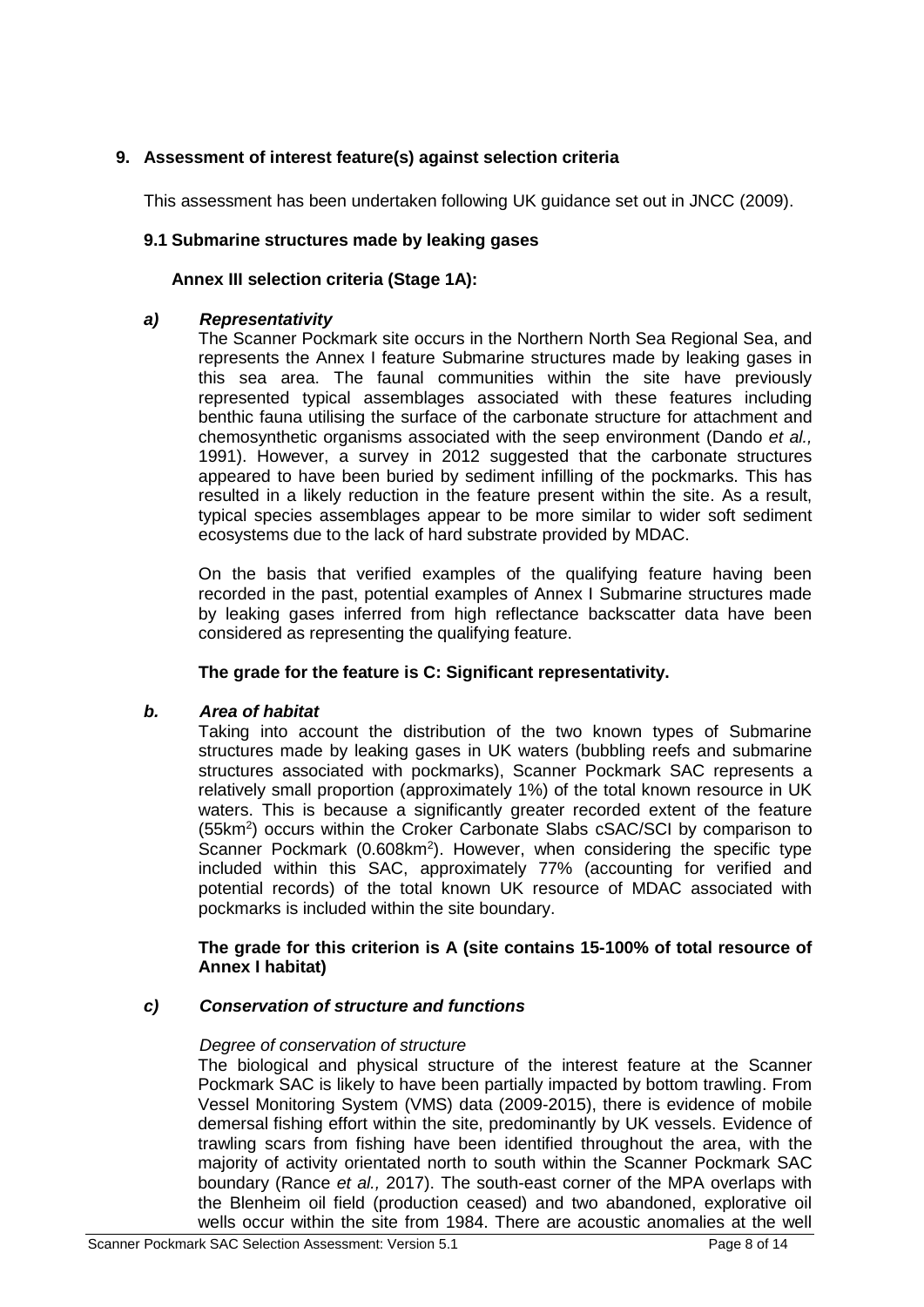## 9. Assessment of interest feature(s) against selection criteria

This assessment has been undertaken following UK guidance set out in JNCC (2009).

### 9.1 Submarine structures made by leaking gases

**Annex III selection criteria (Stage 1A):**

***a) Representativity***

The Scanner Pockmark site occurs in the Northern North Sea Regional Sea, and represents the Annex I feature Submarine structures made by leaking gases in this sea area. The faunal communities within the site have previously represented typical assemblages associated with these features including benthic fauna utilising the surface of the carbonate structure for attachment and chemosynthetic organisms associated with the seep environment (Dando *et al.,* 1991). However, a survey in 2012 suggested that the carbonate structures appeared to have been buried by sediment infilling of the pockmarks. This has resulted in a likely reduction in the feature present within the site. As a result, typical species assemblages appear to be more similar to wider soft sediment ecosystems due to the lack of hard substrate provided by MDAC.

On the basis that verified examples of the qualifying feature having been recorded in the past, potential examples of Annex I Submarine structures made by leaking gases inferred from high reflectance backscatter data have been considered as representing the qualifying feature.

**The grade for the feature is C: Significant representativity.**

***b. Area of habitat***

Taking into account the distribution of the two known types of Submarine structures made by leaking gases in UK waters (bubbling reefs and submarine structures associated with pockmarks), Scanner Pockmark SAC represents a relatively small proportion (approximately 1%) of the total known resource in UK waters. This is because a significantly greater recorded extent of the feature (55km$^2$) occurs within the Croker Carbonate Slabs cSAC/SCI by comparison to Scanner Pockmark (0.608km$^2$). However, when considering the specific type included within this SAC, approximately 77% (accounting for verified and potential records) of the total known UK resource of MDAC associated with pockmarks is included within the site boundary.

**The grade for this criterion is A (site contains 15-100% of total resource of Annex I habitat)**

***c) Conservation of structure and functions***

*Degree of conservation of structure*

The biological and physical structure of the interest feature at the Scanner Pockmark SAC is likely to have been partially impacted by bottom trawling. From Vessel Monitoring System (VMS) data (2009-2015), there is evidence of mobile demersal fishing effort within the site, predominantly by UK vessels. Evidence of trawling scars from fishing have been identified throughout the area, with the majority of activity orientated north to south within the Scanner Pockmark SAC boundary (Rance *et al.,* 2017). The south-east corner of the MPA overlaps with the Blenheim oil field (production ceased) and two abandoned, explorative oil wells occur within the site from 1984. There are acoustic anomalies at the well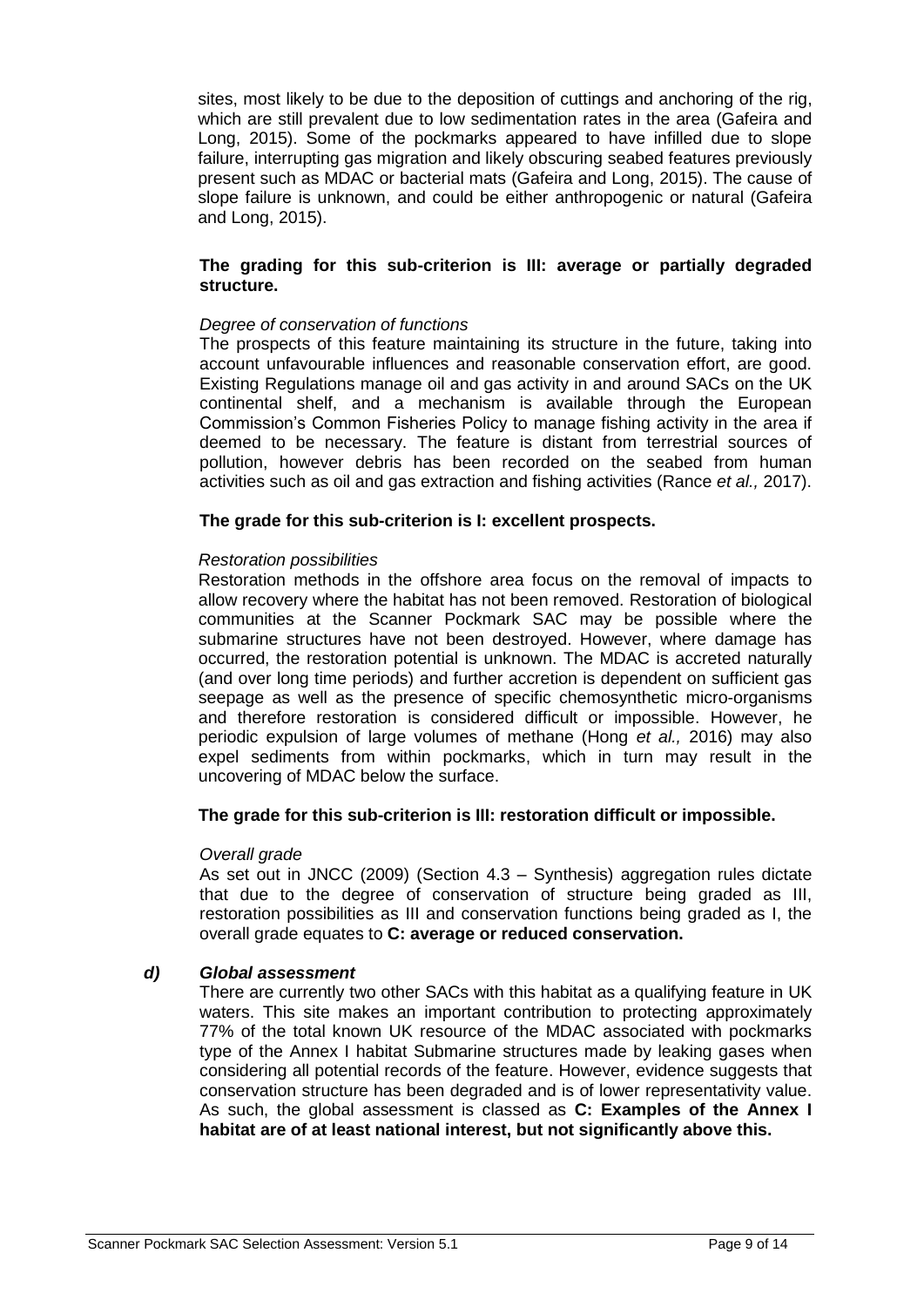sites, most likely to be due to the deposition of cuttings and anchoring of the rig, which are still prevalent due to low sedimentation rates in the area (Gafeira and Long, 2015). Some of the pockmarks appeared to have infilled due to slope failure, interrupting gas migration and likely obscuring seabed features previously present such as MDAC or bacterial mats (Gafeira and Long, 2015). The cause of slope failure is unknown, and could be either anthropogenic or natural (Gafeira and Long, 2015).

**The grading for this sub-criterion is III: average or partially degraded structure.**

*Degree of conservation of functions*

The prospects of this feature maintaining its structure in the future, taking into account unfavourable influences and reasonable conservation effort, are good. Existing Regulations manage oil and gas activity in and around SACs on the UK continental shelf, and a mechanism is available through the European Commission's Common Fisheries Policy to manage fishing activity in the area if deemed to be necessary. The feature is distant from terrestrial sources of pollution, however debris has been recorded on the seabed from human activities such as oil and gas extraction and fishing activities (Rance *et al.,* 2017).

**The grade for this sub-criterion is I: excellent prospects.**

*Restoration possibilities*

Restoration methods in the offshore area focus on the removal of impacts to allow recovery where the habitat has not been removed. Restoration of biological communities at the Scanner Pockmark SAC may be possible where the submarine structures have not been destroyed. However, where damage has occurred, the restoration potential is unknown. The MDAC is accreted naturally (and over long time periods) and further accretion is dependent on sufficient gas seepage as well as the presence of specific chemosynthetic micro-organisms and therefore restoration is considered difficult or impossible. However, he periodic expulsion of large volumes of methane (Hong *et al.,* 2016) may also expel sediments from within pockmarks, which in turn may result in the uncovering of MDAC below the surface.

**The grade for this sub-criterion is III: restoration difficult or impossible.**

*Overall grade*

As set out in JNCC (2009) (Section 4.3 – Synthesis) aggregation rules dictate that due to the degree of conservation of structure being graded as III, restoration possibilities as III and conservation functions being graded as I, the overall grade equates to **C: average or reduced conservation.**

### *d) Global assessment*

There are currently two other SACs with this habitat as a qualifying feature in UK waters. This site makes an important contribution to protecting approximately 77% of the total known UK resource of the MDAC associated with pockmarks type of the Annex I habitat Submarine structures made by leaking gases when considering all potential records of the feature. However, evidence suggests that conservation structure has been degraded and is of lower representativity value. As such, the global assessment is classed as **C: Examples of the Annex I habitat are of at least national interest, but not significantly above this.**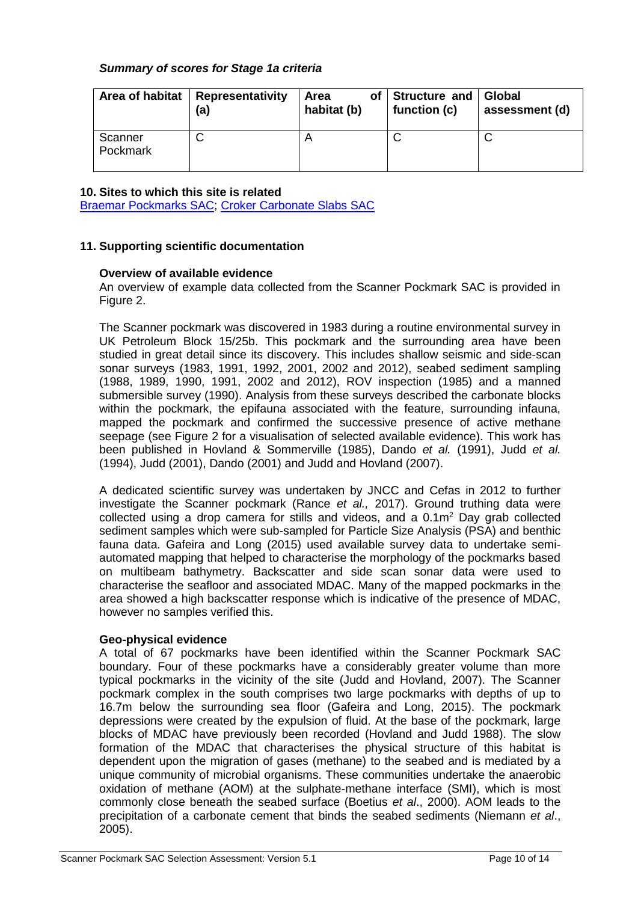***Summary of scores for Stage 1a criteria***

| Area of habitat | Representativity (a) | Area of habitat (b) | Structure and function (c) | Global assessment (d) |
|---|---|---|---|---|
| Scanner Pockmark | C | A | C | C |

**10. Sites to which this site is related**

Braemar Pockmarks SAC; Croker Carbonate Slabs SAC

**11. Supporting scientific documentation**

**Overview of available evidence**

An overview of example data collected from the Scanner Pockmark SAC is provided in Figure 2.

The Scanner pockmark was discovered in 1983 during a routine environmental survey in UK Petroleum Block 15/25b. This pockmark and the surrounding area have been studied in great detail since its discovery. This includes shallow seismic and side-scan sonar surveys (1983, 1991, 1992, 2001, 2002 and 2012), seabed sediment sampling (1988, 1989, 1990, 1991, 2002 and 2012), ROV inspection (1985) and a manned submersible survey (1990). Analysis from these surveys described the carbonate blocks within the pockmark, the epifauna associated with the feature, surrounding infauna, mapped the pockmark and confirmed the successive presence of active methane seepage (see Figure 2 for a visualisation of selected available evidence). This work has been published in Hovland & Sommerville (1985), Dando *et al.* (1991), Judd *et al.* (1994), Judd (2001), Dando (2001) and Judd and Hovland (2007).

A dedicated scientific survey was undertaken by JNCC and Cefas in 2012 to further investigate the Scanner pockmark (Rance *et al.,* 2017). Ground truthing data were collected using a drop camera for stills and videos, and a $0.1m^2$ Day grab collected sediment samples which were sub-sampled for Particle Size Analysis (PSA) and benthic fauna data. Gafeira and Long (2015) used available survey data to undertake semi-automated mapping that helped to characterise the morphology of the pockmarks based on multibeam bathymetry. Backscatter and side scan sonar data were used to characterise the seafloor and associated MDAC. Many of the mapped pockmarks in the area showed a high backscatter response which is indicative of the presence of MDAC, however no samples verified this.

**Geo-physical evidence**

A total of 67 pockmarks have been identified within the Scanner Pockmark SAC boundary. Four of these pockmarks have a considerably greater volume than more typical pockmarks in the vicinity of the site (Judd and Hovland, 2007). The Scanner pockmark complex in the south comprises two large pockmarks with depths of up to 16.7m below the surrounding sea floor (Gafeira and Long, 2015). The pockmark depressions were created by the expulsion of fluid. At the base of the pockmark, large blocks of MDAC have previously been recorded (Hovland and Judd 1988). The slow formation of the MDAC that characterises the physical structure of this habitat is dependent upon the migration of gases (methane) to the seabed and is mediated by a unique community of microbial organisms. These communities undertake the anaerobic oxidation of methane (AOM) at the sulphate-methane interface (SMI), which is most commonly close beneath the seabed surface (Boetius *et al*., 2000). AOM leads to the precipitation of a carbonate cement that binds the seabed sediments (Niemann *et al*., 2005).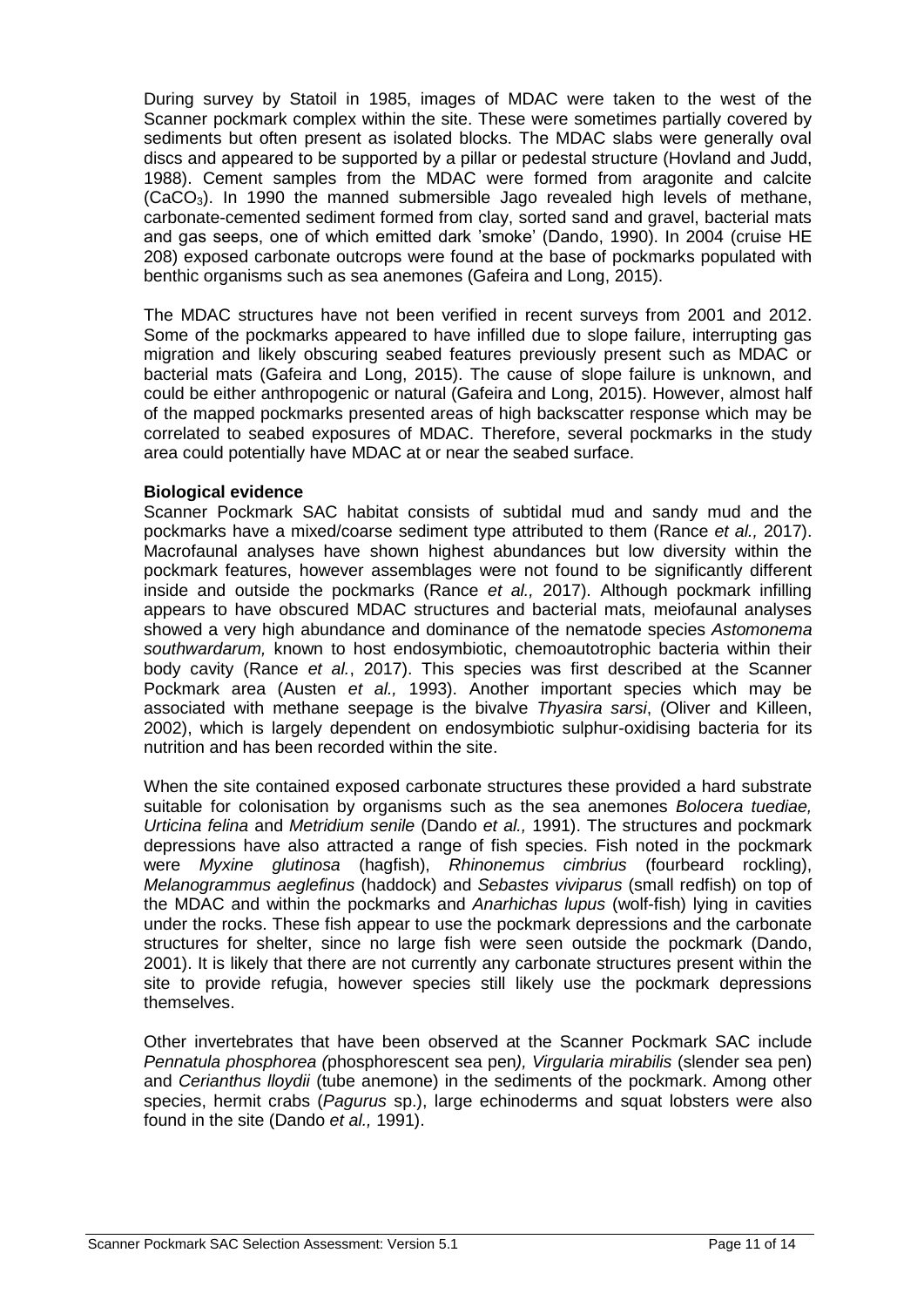During survey by Statoil in 1985, images of MDAC were taken to the west of the Scanner pockmark complex within the site. These were sometimes partially covered by sediments but often present as isolated blocks. The MDAC slabs were generally oval discs and appeared to be supported by a pillar or pedestal structure (Hovland and Judd, 1988). Cement samples from the MDAC were formed from aragonite and calcite ($CaCO_3$). In 1990 the manned submersible Jago revealed high levels of methane, carbonate-cemented sediment formed from clay, sorted sand and gravel, bacterial mats and gas seeps, one of which emitted dark 'smoke' (Dando, 1990). In 2004 (cruise HE 208) exposed carbonate outcrops were found at the base of pockmarks populated with benthic organisms such as sea anemones (Gafeira and Long, 2015).

The MDAC structures have not been verified in recent surveys from 2001 and 2012. Some of the pockmarks appeared to have infilled due to slope failure, interrupting gas migration and likely obscuring seabed features previously present such as MDAC or bacterial mats (Gafeira and Long, 2015). The cause of slope failure is unknown, and could be either anthropogenic or natural (Gafeira and Long, 2015). However, almost half of the mapped pockmarks presented areas of high backscatter response which may be correlated to seabed exposures of MDAC. Therefore, several pockmarks in the study area could potentially have MDAC at or near the seabed surface.

**Biological evidence**

Scanner Pockmark SAC habitat consists of subtidal mud and sandy mud and the pockmarks have a mixed/coarse sediment type attributed to them (Rance *et al.,* 2017). Macrofaunal analyses have shown highest abundances but low diversity within the pockmark features, however assemblages were not found to be significantly different inside and outside the pockmarks (Rance *et al.,* 2017). Although pockmark infilling appears to have obscured MDAC structures and bacterial mats, meiofaunal analyses showed a very high abundance and dominance of the nematode species *Astomonema southwardarum,* known to host endosymbiotic, chemoautotrophic bacteria within their body cavity (Rance *et al.*, 2017). This species was first described at the Scanner Pockmark area (Austen *et al.,* 1993). Another important species which may be associated with methane seepage is the bivalve *Thyasira sarsi*, (Oliver and Killeen, 2002), which is largely dependent on endosymbiotic sulphur-oxidising bacteria for its nutrition and has been recorded within the site.

When the site contained exposed carbonate structures these provided a hard substrate suitable for colonisation by organisms such as the sea anemones *Bolocera tuediae, Urticina felina* and *Metridium senile* (Dando *et al.,* 1991). The structures and pockmark depressions have also attracted a range of fish species. Fish noted in the pockmark were *Myxine glutinosa* (hagfish), *Rhinonemus cimbrius* (fourbeard rockling), *Melanogrammus aeglefinus* (haddock) and *Sebastes viviparus* (small redfish) on top of the MDAC and within the pockmarks and *Anarhichas lupus* (wolf-fish) lying in cavities under the rocks. These fish appear to use the pockmark depressions and the carbonate structures for shelter, since no large fish were seen outside the pockmark (Dando, 2001). It is likely that there are not currently any carbonate structures present within the site to provide refugia, however species still likely use the pockmark depressions themselves.

Other invertebrates that have been observed at the Scanner Pockmark SAC include *Pennatula phosphorea (*phosphorescent sea pen*), Virgularia mirabilis* (slender sea pen) and *Cerianthus lloydii* (tube anemone) in the sediments of the pockmark. Among other species, hermit crabs (*Pagurus* sp.), large echinoderms and squat lobsters were also found in the site (Dando *et al.,* 1991).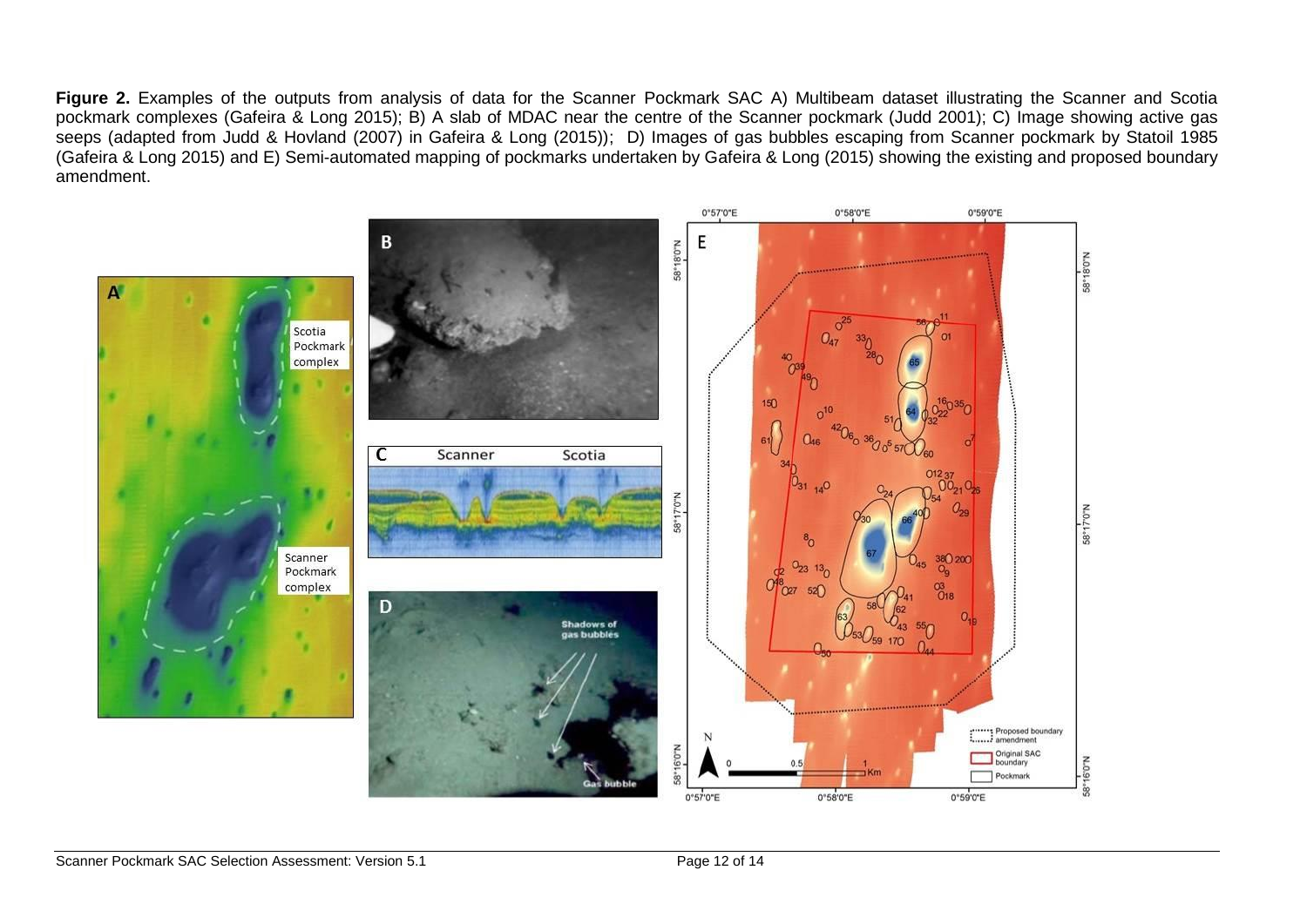**Figure 2.** Examples of the outputs from analysis of data for the Scanner Pockmark SAC A) Multibeam dataset illustrating the Scanner and Scotia pockmark complexes (Gafeira & Long 2015); B) A slab of MDAC near the centre of the Scanner pockmark (Judd 2001); C) Image showing active gas seeps (adapted from Judd & Hovland (2007) in Gafeira & Long (2015)); D) Images of gas bubbles escaping from Scanner pockmark by Statoil 1985 (Gafeira & Long 2015) and E) Semi-automated mapping of pockmarks undertaken by Gafeira & Long (2015) showing the existing and proposed boundary amendment.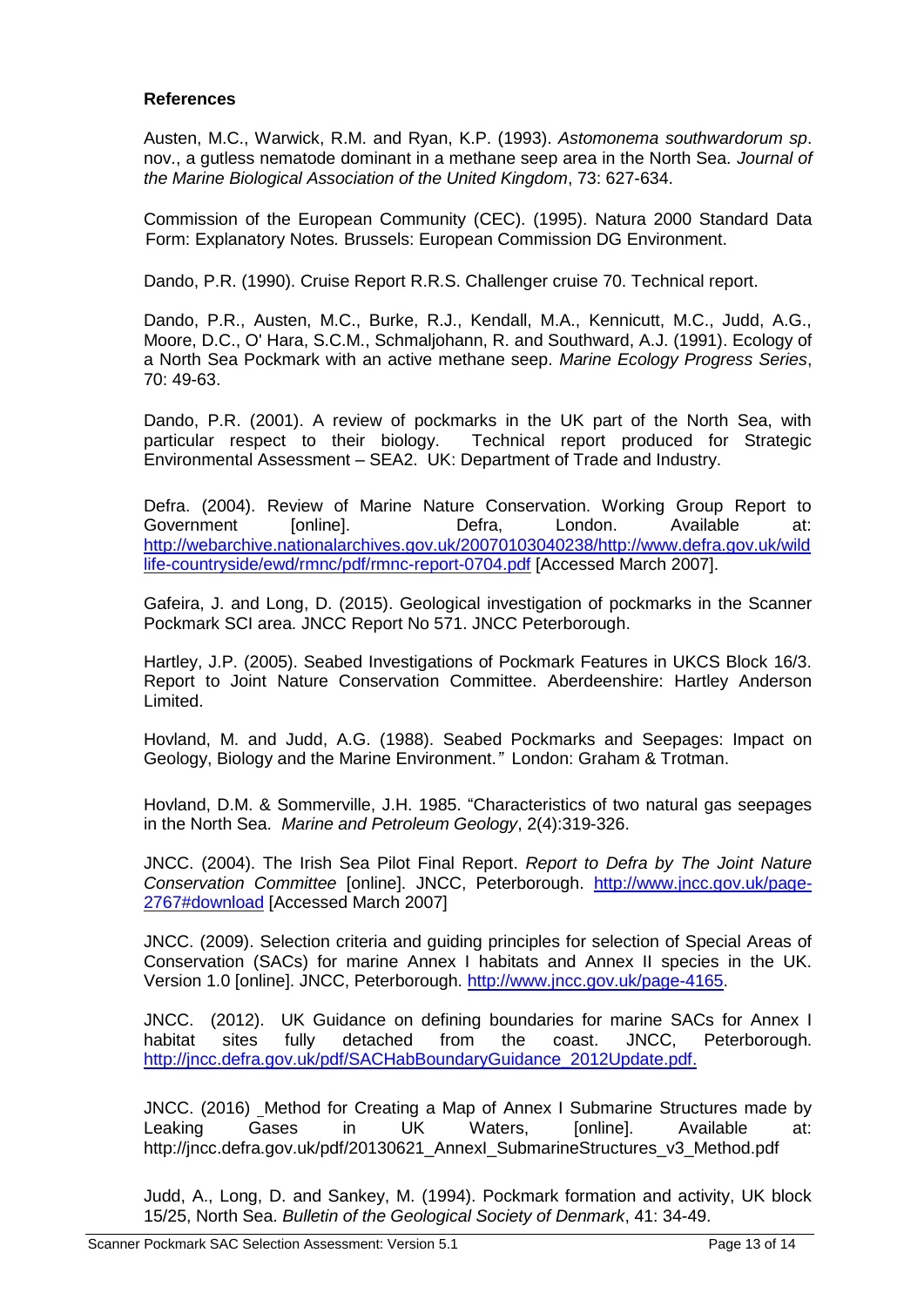### References

Austen, M.C., Warwick, R.M. and Ryan, K.P. (1993). *Astomonema southwardorum sp*. nov., a gutless nematode dominant in a methane seep area in the North Sea. *Journal of the Marine Biological Association of the United Kingdom*, 73: 627-634.

Commission of the European Community (CEC). (1995). Natura 2000 Standard Data Form: Explanatory Notes. Brussels: European Commission DG Environment.

Dando, P.R. (1990). Cruise Report R.R.S. Challenger cruise 70. Technical report.

Dando, P.R., Austen, M.C., Burke, R.J., Kendall, M.A., Kennicutt, M.C., Judd, A.G., Moore, D.C., O' Hara, S.C.M., Schmaljohann, R. and Southward, A.J. (1991). Ecology of a North Sea Pockmark with an active methane seep. *Marine Ecology Progress Series*, 70: 49-63.

Dando, P.R. (2001). A review of pockmarks in the UK part of the North Sea, with particular respect to their biology. Technical report produced for Strategic Environmental Assessment – SEA2. UK: Department of Trade and Industry.

Defra. (2004). Review of Marine Nature Conservation. Working Group Report to Government [online]. Defra, London. Available at: http://webarchive.nationalarchives.gov.uk/20070103040238/http://www.defra.gov.uk/wildlife-countryside/ewd/rmnc/pdf/rmnc-report-0704.pdf [Accessed March 2007].

Gafeira, J. and Long, D. (2015). Geological investigation of pockmarks in the Scanner Pockmark SCI area. JNCC Report No 571. JNCC Peterborough.

Hartley, J.P. (2005). Seabed Investigations of Pockmark Features in UKCS Block 16/3. Report to Joint Nature Conservation Committee. Aberdeenshire: Hartley Anderson Limited.

Hovland, M. and Judd, A.G. (1988). Seabed Pockmarks and Seepages: Impact on Geology, Biology and the Marine Environment.*"* London: Graham & Trotman.

Hovland, D.M. & Sommerville, J.H. 1985. "Characteristics of two natural gas seepages in the North Sea. *Marine and Petroleum Geology*, 2(4):319-326.

JNCC. (2004). The Irish Sea Pilot Final Report. *Report to Defra by The Joint Nature Conservation Committee* [online]. JNCC, Peterborough. http://www.jncc.gov.uk/page-2767#download [Accessed March 2007]

JNCC. (2009). Selection criteria and guiding principles for selection of Special Areas of Conservation (SACs) for marine Annex I habitats and Annex II species in the UK. Version 1.0 [online]. JNCC, Peterborough. http://www.jncc.gov.uk/page-4165.

JNCC. (2012). UK Guidance on defining boundaries for marine SACs for Annex I habitat sites fully detached from the coast. JNCC, Peterborough. http://jncc.defra.gov.uk/pdf/SACHabBoundaryGuidance_2012Update.pdf.

JNCC. (2016) Method for Creating a Map of Annex I Submarine Structures made by Leaking Gases in UK Waters, [online]. Available at: http://jncc.defra.gov.uk/pdf/20130621_AnnexI_SubmarineStructures_v3_Method.pdf

Judd, A., Long, D. and Sankey, M. (1994). Pockmark formation and activity, UK block 15/25, North Sea. *Bulletin of the Geological Society of Denmark*, 41: 34-49.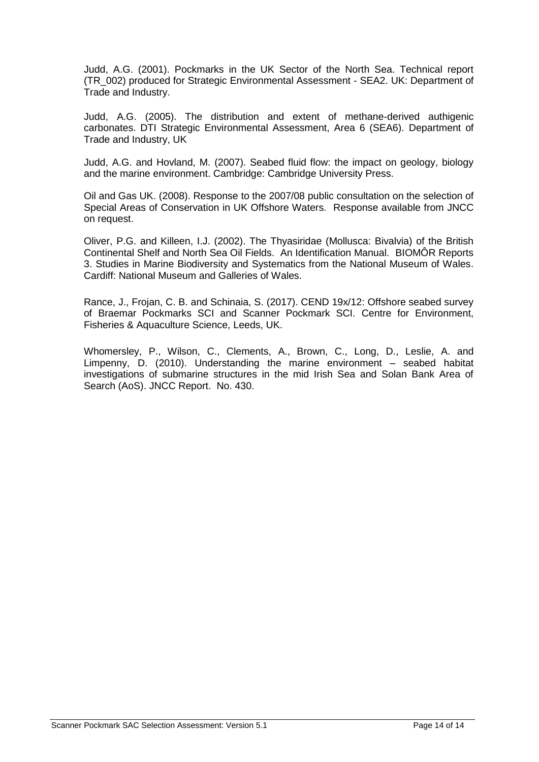Judd, A.G. (2001). Pockmarks in the UK Sector of the North Sea. Technical report (TR_002) produced for Strategic Environmental Assessment - SEA2. UK: Department of Trade and Industry.

Judd, A.G. (2005). The distribution and extent of methane-derived authigenic carbonates. DTI Strategic Environmental Assessment, Area 6 (SEA6). Department of Trade and Industry, UK

Judd, A.G. and Hovland, M. (2007). Seabed fluid flow: the impact on geology, biology and the marine environment. Cambridge: Cambridge University Press.

Oil and Gas UK. (2008). Response to the 2007/08 public consultation on the selection of Special Areas of Conservation in UK Offshore Waters. Response available from JNCC on request.

Oliver, P.G. and Killeen, I.J. (2002). The Thyasiridae (Mollusca: Bivalvia) of the British Continental Shelf and North Sea Oil Fields. An Identification Manual. BIOMÔR Reports 3. Studies in Marine Biodiversity and Systematics from the National Museum of Wales. Cardiff: National Museum and Galleries of Wales.

Rance, J., Frojan, C. B. and Schinaia, S. (2017). CEND 19x/12: Offshore seabed survey of Braemar Pockmarks SCI and Scanner Pockmark SCI. Centre for Environment, Fisheries & Aquaculture Science, Leeds, UK.

Whomersley, P., Wilson, C., Clements, A., Brown, C., Long, D., Leslie, A. and Limpenny, D. (2010). Understanding the marine environment – seabed habitat investigations of submarine structures in the mid Irish Sea and Solan Bank Area of Search (AoS). JNCC Report. No. 430.